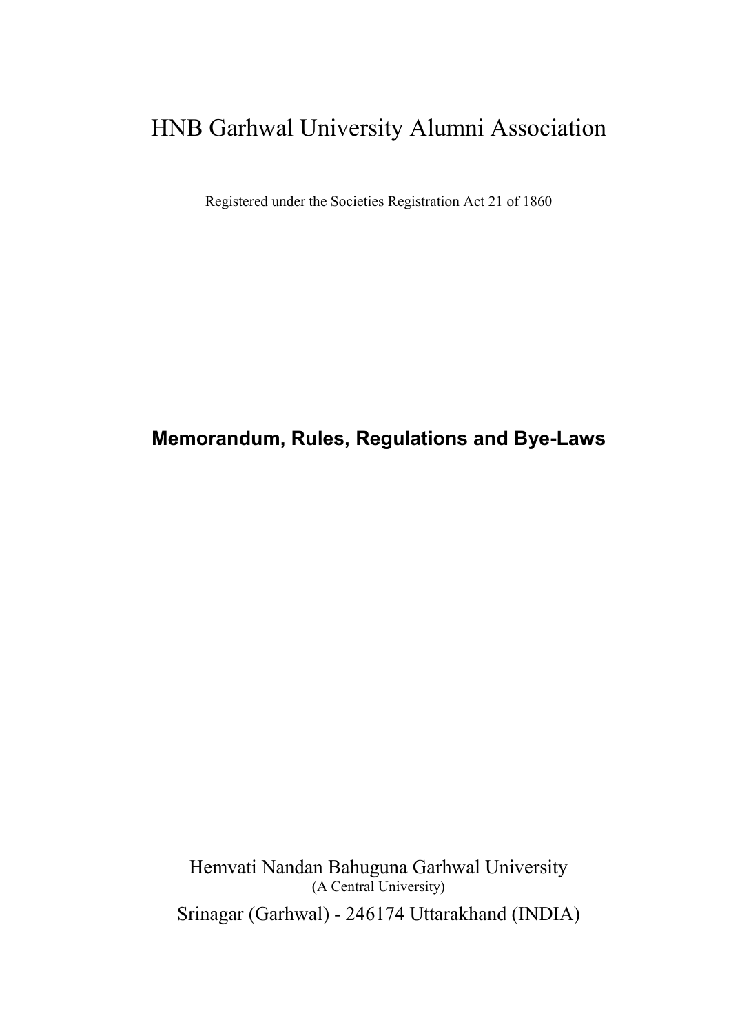# HNB Garhwal University Alumni Association

Registered under the Societies Registration Act 21 of 1860

## Memorandum, Rules, Regulations and Bye-Laws

Hemvati Nandan Bahuguna Garhwal University
(A Central University)
Srinagar (Garhwal) - 246174 Uttarakhand (INDIA)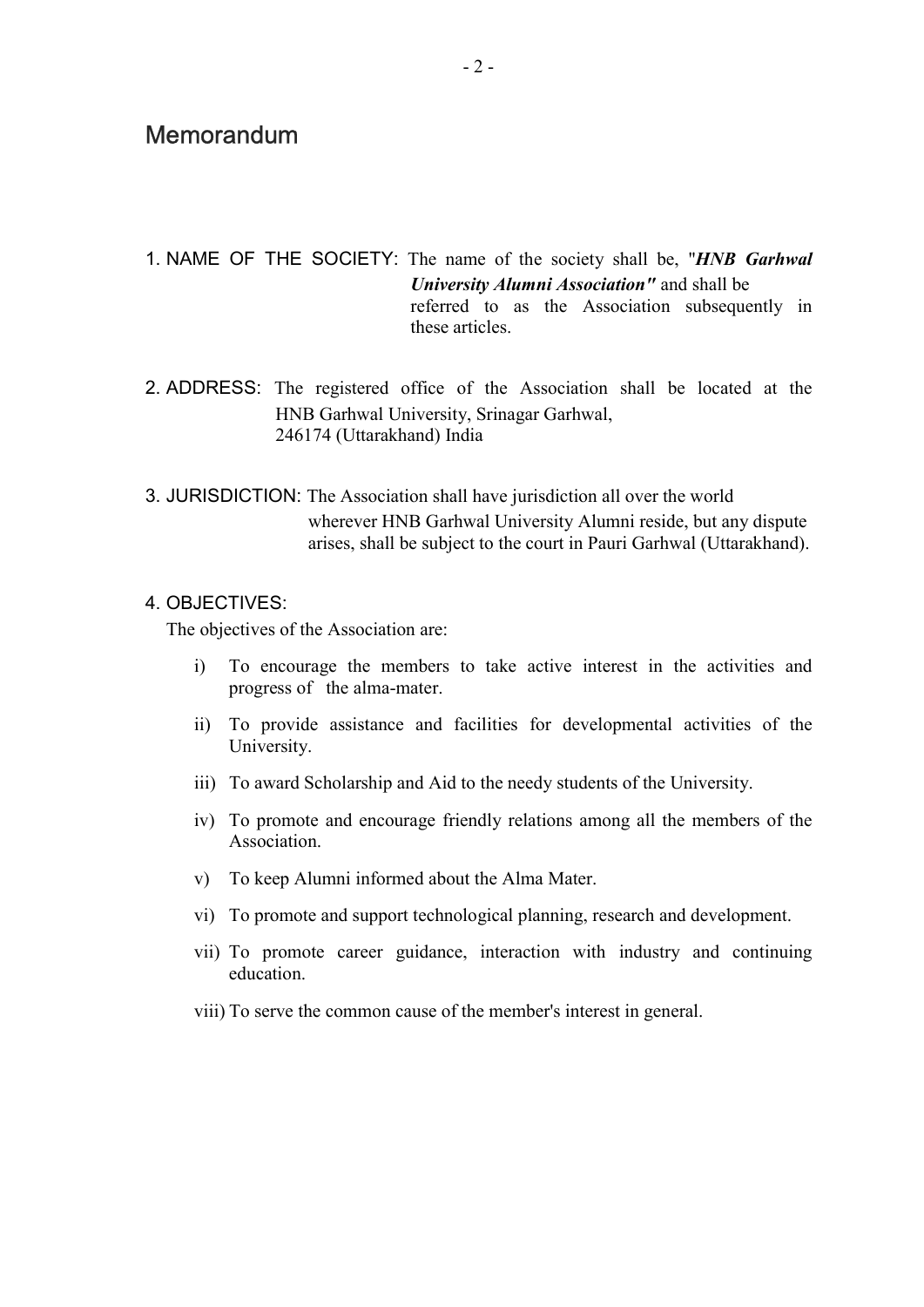# Memorandum

1. NAME OF THE SOCIETY: The name of the society shall be, "***HNB Garhwal University Alumni Association"*** and shall be referred to as the Association subsequently in these articles.

2. ADDRESS: The registered office of the Association shall be located at the HNB Garhwal University, Srinagar Garhwal, 246174 (Uttarakhand) India

3. JURISDICTION: The Association shall have jurisdiction all over the world wherever HNB Garhwal University Alumni reside, but any dispute arises, shall be subject to the court in Pauri Garhwal (Uttarakhand).

4. OBJECTIVES:

The objectives of the Association are:

i) To encourage the members to take active interest in the activities and progress of the alma-mater.

ii) To provide assistance and facilities for developmental activities of the University.

iii) To award Scholarship and Aid to the needy students of the University.

iv) To promote and encourage friendly relations among all the members of the Association.

v) To keep Alumni informed about the Alma Mater.

vi) To promote and support technological planning, research and development.

vii) To promote career guidance, interaction with industry and continuing education.

viii) To serve the common cause of the member's interest in general.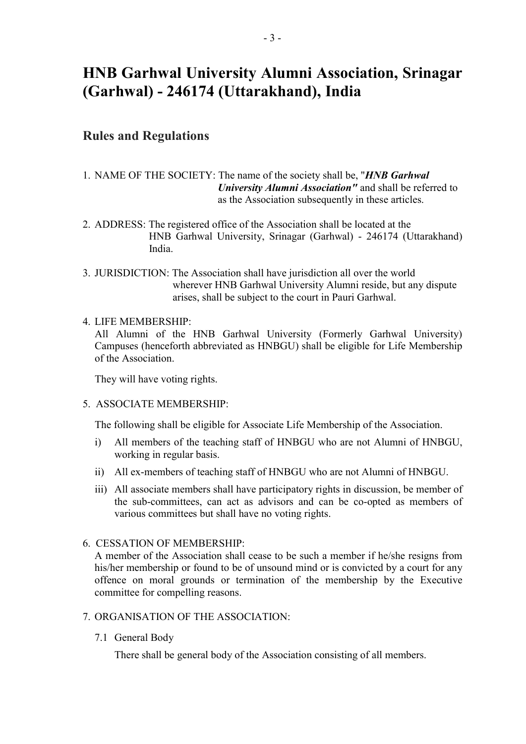# HNB Garhwal University Alumni Association, Srinagar (Garhwal) - 246174 (Uttarakhand), India

## Rules and Regulations

1. NAME OF THE SOCIETY: The name of the society shall be, "***HNB Garhwal University Alumni Association"*** and shall be referred to as the Association subsequently in these articles.

2. ADDRESS: The registered office of the Association shall be located at the HNB Garhwal University, Srinagar (Garhwal) - 246174 (Uttarakhand) India.

3. JURISDICTION: The Association shall have jurisdiction all over the world wherever HNB Garhwal University Alumni reside, but any dispute arises, shall be subject to the court in Pauri Garhwal.

4. LIFE MEMBERSHIP:

   All Alumni of the HNB Garhwal University (Formerly Garhwal University) Campuses (henceforth abbreviated as HNBGU) shall be eligible for Life Membership of the Association.

   They will have voting rights.

5. ASSOCIATE MEMBERSHIP:

   The following shall be eligible for Associate Life Membership of the Association.

   i) All members of the teaching staff of HNBGU who are not Alumni of HNBGU, working in regular basis.

   ii) All ex-members of teaching staff of HNBGU who are not Alumni of HNBGU.

   iii) All associate members shall have participatory rights in discussion, be member of the sub-committees, can act as advisors and can be co-opted as members of various committees but shall have no voting rights.

6. CESSATION OF MEMBERSHIP:

   A member of the Association shall cease to be such a member if he/she resigns from his/her membership or found to be of unsound mind or is convicted by a court for any offence on moral grounds or termination of the membership by the Executive committee for compelling reasons.

7. ORGANISATION OF THE ASSOCIATION:

   7.1 General Body

   There shall be general body of the Association consisting of all members.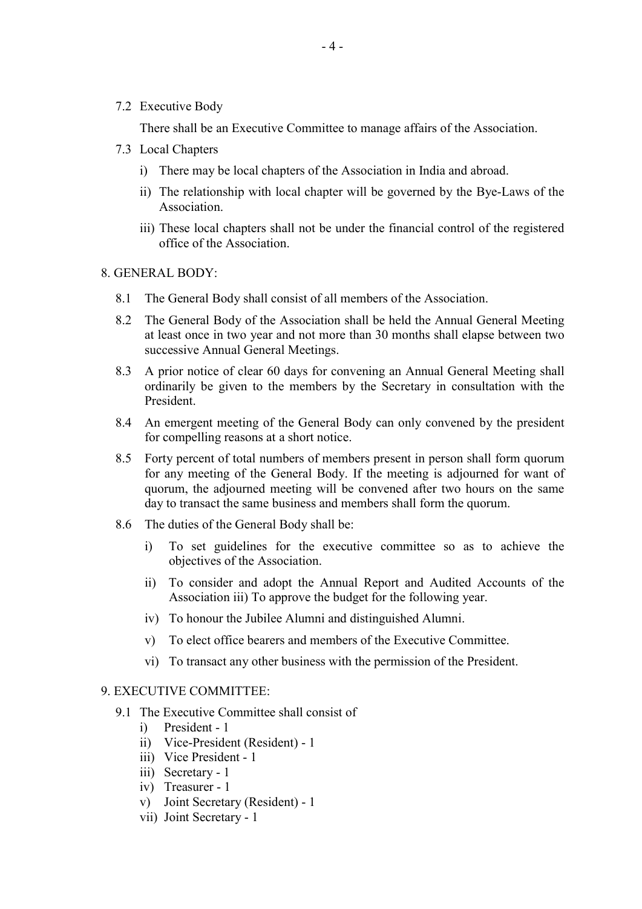7.2 Executive Body

There shall be an Executive Committee to manage affairs of the Association.

7.3 Local Chapters

i) There may be local chapters of the Association in India and abroad.

ii) The relationship with local chapter will be governed by the Bye-Laws of the Association.

iii) These local chapters shall not be under the financial control of the registered office of the Association.

8. GENERAL BODY:

8.1 The General Body shall consist of all members of the Association.

8.2 The General Body of the Association shall be held the Annual General Meeting at least once in two year and not more than 30 months shall elapse between two successive Annual General Meetings.

8.3 A prior notice of clear 60 days for convening an Annual General Meeting shall ordinarily be given to the members by the Secretary in consultation with the President.

8.4 An emergent meeting of the General Body can only convened by the president for compelling reasons at a short notice.

8.5 Forty percent of total numbers of members present in person shall form quorum for any meeting of the General Body. If the meeting is adjourned for want of quorum, the adjourned meeting will be convened after two hours on the same day to transact the same business and members shall form the quorum.

8.6 The duties of the General Body shall be:

i) To set guidelines for the executive committee so as to achieve the objectives of the Association.

ii) To consider and adopt the Annual Report and Audited Accounts of the Association iii) To approve the budget for the following year.

iv) To honour the Jubilee Alumni and distinguished Alumni.

v) To elect office bearers and members of the Executive Committee.

vi) To transact any other business with the permission of the President.

9. EXECUTIVE COMMITTEE:

9.1 The Executive Committee shall consist of

i) President - 1
ii) Vice-President (Resident) - 1
iii) Vice President - 1
iii) Secretary - 1
iv) Treasurer - 1
v) Joint Secretary (Resident) - 1
vii) Joint Secretary - 1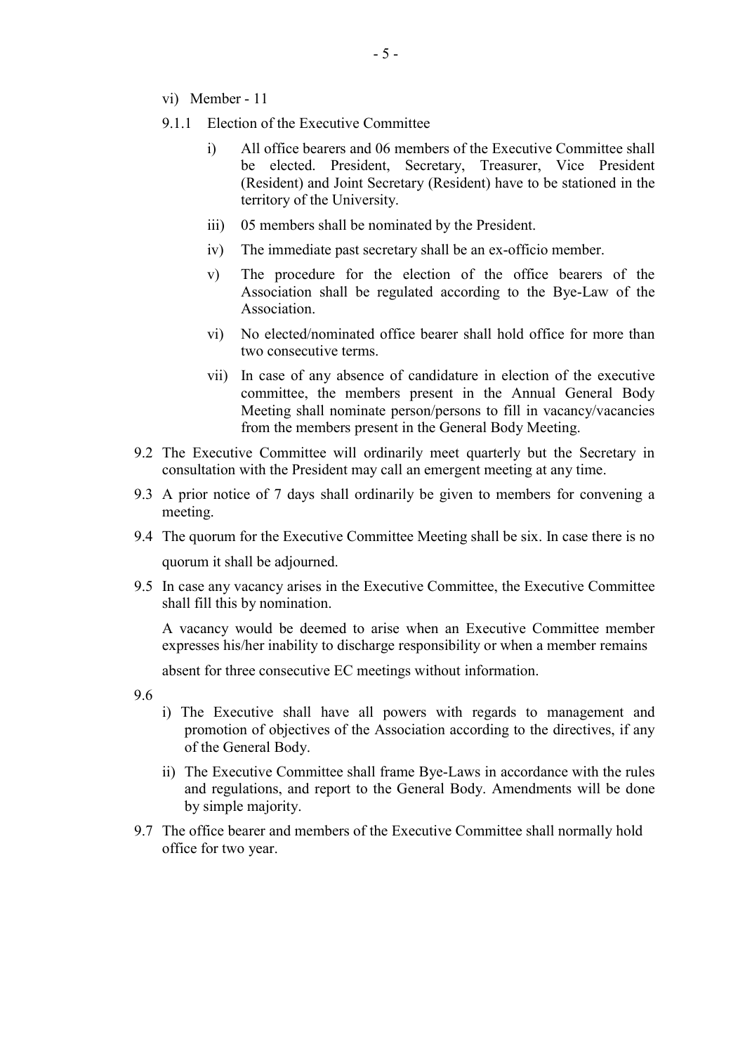vi) Member - 11

9.1.1 Election of the Executive Committee

i) All office bearers and 06 members of the Executive Committee shall be elected. President, Secretary, Treasurer, Vice President (Resident) and Joint Secretary (Resident) have to be stationed in the territory of the University.

iii) 05 members shall be nominated by the President.

iv) The immediate past secretary shall be an ex-officio member.

v) The procedure for the election of the office bearers of the Association shall be regulated according to the Bye-Law of the Association.

vi) No elected/nominated office bearer shall hold office for more than two consecutive terms.

vii) In case of any absence of candidature in election of the executive committee, the members present in the Annual General Body Meeting shall nominate person/persons to fill in vacancy/vacancies from the members present in the General Body Meeting.

9.2 The Executive Committee will ordinarily meet quarterly but the Secretary in consultation with the President may call an emergent meeting at any time.

9.3 A prior notice of 7 days shall ordinarily be given to members for convening a meeting.

9.4 The quorum for the Executive Committee Meeting shall be six. In case there is no quorum it shall be adjourned.

9.5 In case any vacancy arises in the Executive Committee, the Executive Committee shall fill this by nomination.

A vacancy would be deemed to arise when an Executive Committee member expresses his/her inability to discharge responsibility or when a member remains absent for three consecutive EC meetings without information.

9.6

i) The Executive shall have all powers with regards to management and promotion of objectives of the Association according to the directives, if any of the General Body.

ii) The Executive Committee shall frame Bye-Laws in accordance with the rules and regulations, and report to the General Body. Amendments will be done by simple majority.

9.7 The office bearer and members of the Executive Committee shall normally hold office for two year.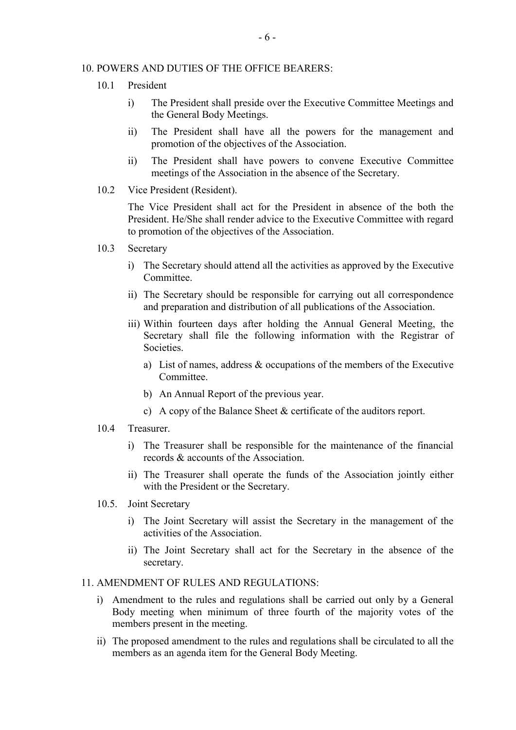## 10. POWERS AND DUTIES OF THE OFFICE BEARERS:

### 10.1 President

i) The President shall preside over the Executive Committee Meetings and the General Body Meetings.

ii) The President shall have all the powers for the management and promotion of the objectives of the Association.

ii) The President shall have powers to convene Executive Committee meetings of the Association in the absence of the Secretary.

### 10.2 Vice President (Resident).

The Vice President shall act for the President in absence of the both the President. He/She shall render advice to the Executive Committee with regard to promotion of the objectives of the Association.

### 10.3 Secretary

i) The Secretary should attend all the activities as approved by the Executive Committee.

ii) The Secretary should be responsible for carrying out all correspondence and preparation and distribution of all publications of the Association.

iii) Within fourteen days after holding the Annual General Meeting, the Secretary shall file the following information with the Registrar of Societies.

a) List of names, address & occupations of the members of the Executive Committee.

b) An Annual Report of the previous year.

c) A copy of the Balance Sheet & certificate of the auditors report.

### 10.4 Treasurer.

i) The Treasurer shall be responsible for the maintenance of the financial records & accounts of the Association.

ii) The Treasurer shall operate the funds of the Association jointly either with the President or the Secretary.

### 10.5. Joint Secretary

i) The Joint Secretary will assist the Secretary in the management of the activities of the Association.

ii) The Joint Secretary shall act for the Secretary in the absence of the secretary.

## 11. AMENDMENT OF RULES AND REGULATIONS:

i) Amendment to the rules and regulations shall be carried out only by a General Body meeting when minimum of three fourth of the majority votes of the members present in the meeting.

ii) The proposed amendment to the rules and regulations shall be circulated to all the members as an agenda item for the General Body Meeting.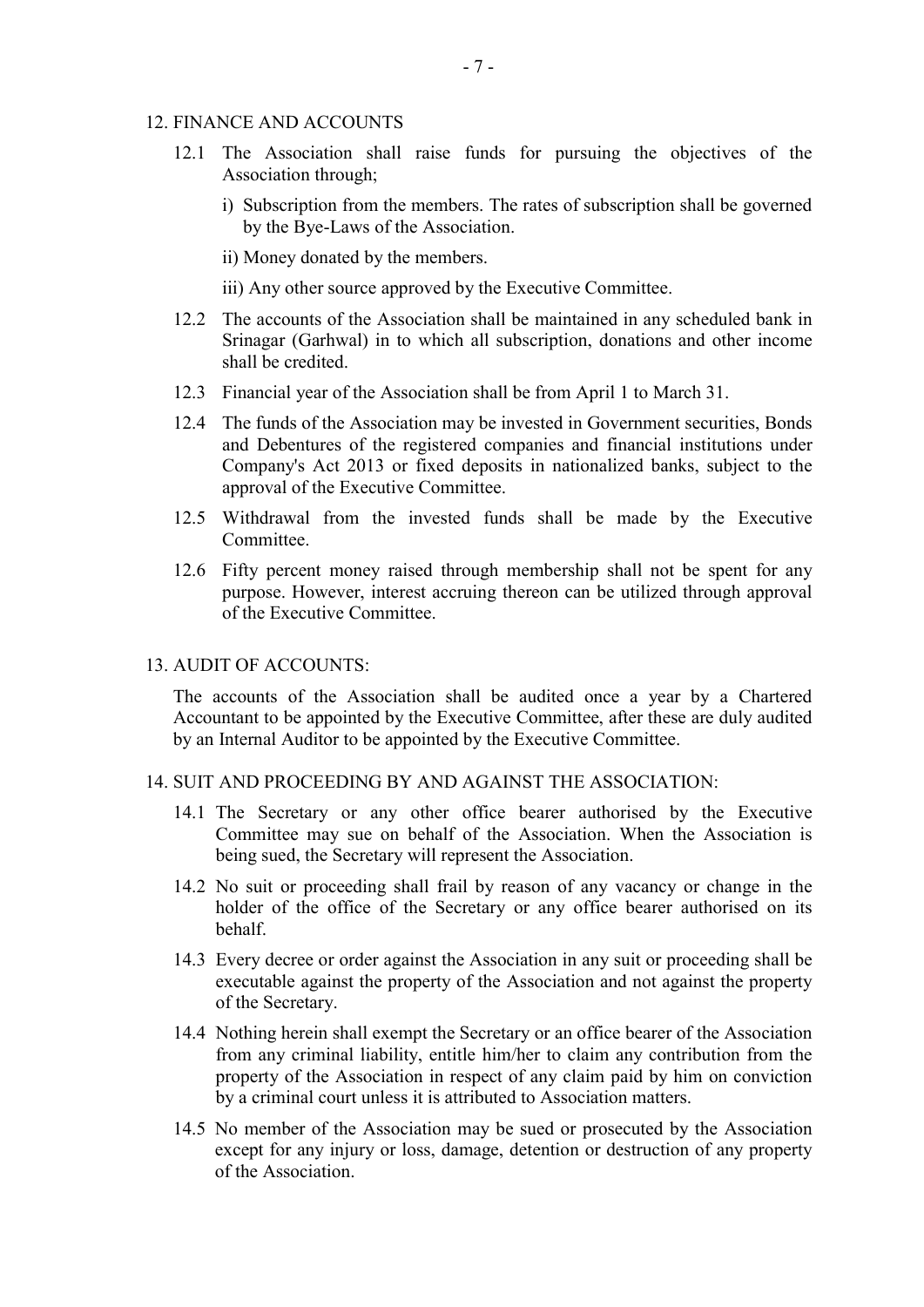## 12. FINANCE AND ACCOUNTS

12.1 The Association shall raise funds for pursuing the objectives of the Association through;

i) Subscription from the members. The rates of subscription shall be governed by the Bye-Laws of the Association.

ii) Money donated by the members.

iii) Any other source approved by the Executive Committee.

12.2 The accounts of the Association shall be maintained in any scheduled bank in Srinagar (Garhwal) in to which all subscription, donations and other income shall be credited.

12.3 Financial year of the Association shall be from April 1 to March 31.

12.4 The funds of the Association may be invested in Government securities, Bonds and Debentures of the registered companies and financial institutions under Company's Act 2013 or fixed deposits in nationalized banks, subject to the approval of the Executive Committee.

12.5 Withdrawal from the invested funds shall be made by the Executive Committee.

12.6 Fifty percent money raised through membership shall not be spent for any purpose. However, interest accruing thereon can be utilized through approval of the Executive Committee.

## 13. AUDIT OF ACCOUNTS:

The accounts of the Association shall be audited once a year by a Chartered Accountant to be appointed by the Executive Committee, after these are duly audited by an Internal Auditor to be appointed by the Executive Committee.

## 14. SUIT AND PROCEEDING BY AND AGAINST THE ASSOCIATION:

14.1 The Secretary or any other office bearer authorised by the Executive Committee may sue on behalf of the Association. When the Association is being sued, the Secretary will represent the Association.

14.2 No suit or proceeding shall frail by reason of any vacancy or change in the holder of the office of the Secretary or any office bearer authorised on its behalf.

14.3 Every decree or order against the Association in any suit or proceeding shall be executable against the property of the Association and not against the property of the Secretary.

14.4 Nothing herein shall exempt the Secretary or an office bearer of the Association from any criminal liability, entitle him/her to claim any contribution from the property of the Association in respect of any claim paid by him on conviction by a criminal court unless it is attributed to Association matters.

14.5 No member of the Association may be sued or prosecuted by the Association except for any injury or loss, damage, detention or destruction of any property of the Association.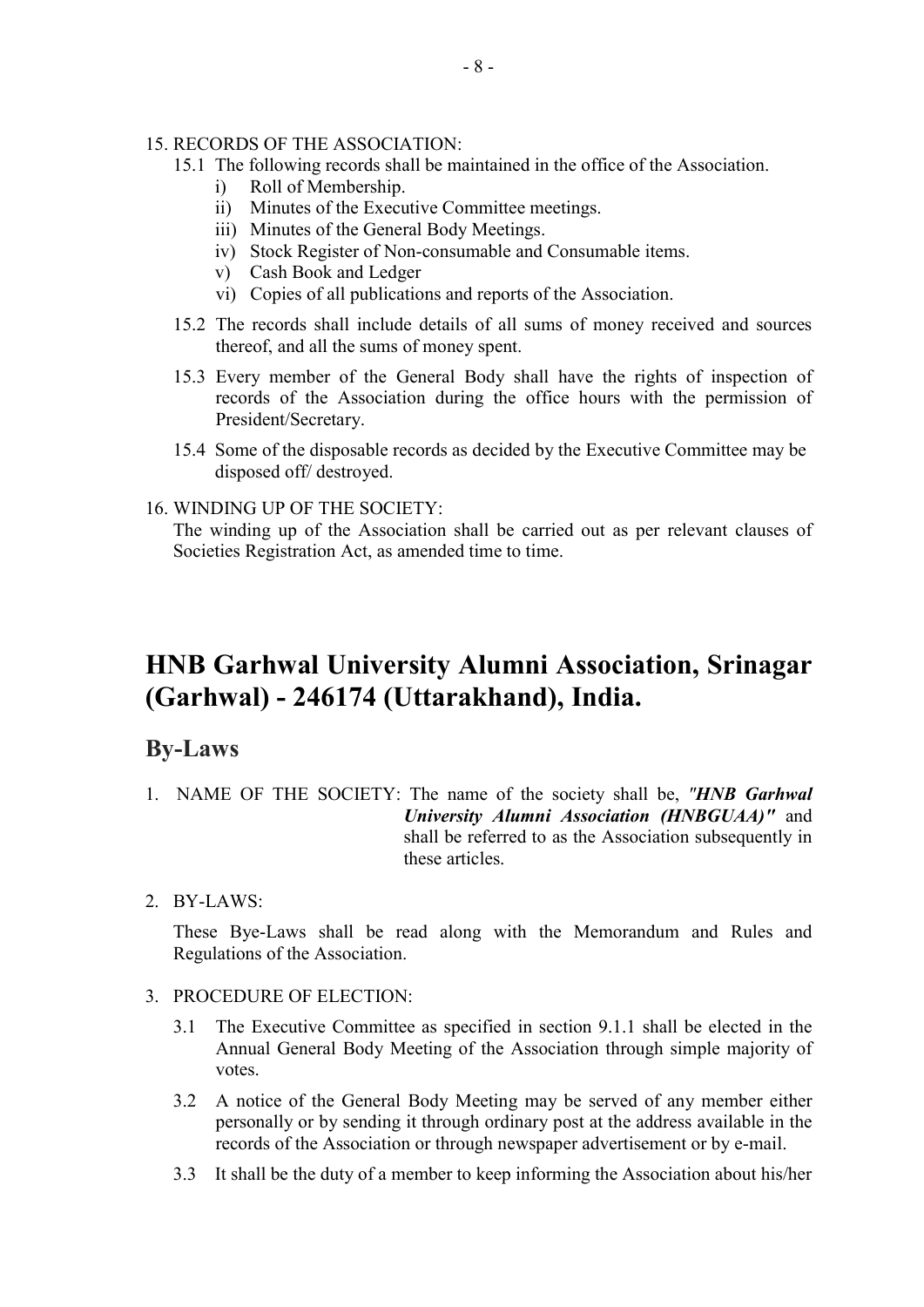15. RECORDS OF THE ASSOCIATION:

15.1 The following records shall be maintained in the office of the Association.

i) Roll of Membership.
ii) Minutes of the Executive Committee meetings.
iii) Minutes of the General Body Meetings.
iv) Stock Register of Non-consumable and Consumable items.
v) Cash Book and Ledger
vi) Copies of all publications and reports of the Association.

15.2 The records shall include details of all sums of money received and sources thereof, and all the sums of money spent.

15.3 Every member of the General Body shall have the rights of inspection of records of the Association during the office hours with the permission of President/Secretary.

15.4 Some of the disposable records as decided by the Executive Committee may be disposed off/ destroyed.

16. WINDING UP OF THE SOCIETY:

The winding up of the Association shall be carried out as per relevant clauses of Societies Registration Act, as amended time to time.

# HNB Garhwal University Alumni Association, Srinagar (Garhwal) - 246174 (Uttarakhand), India.

## By-Laws

1. NAME OF THE SOCIETY: The name of the society shall be, ***"HNB Garhwal University Alumni Association (HNBGUAA)"*** and shall be referred to as the Association subsequently in these articles.

2. BY-LAWS:

These Bye-Laws shall be read along with the Memorandum and Rules and Regulations of the Association.

3. PROCEDURE OF ELECTION:

3.1 The Executive Committee as specified in section 9.1.1 shall be elected in the Annual General Body Meeting of the Association through simple majority of votes.

3.2 A notice of the General Body Meeting may be served of any member either personally or by sending it through ordinary post at the address available in the records of the Association or through newspaper advertisement or by e-mail.

3.3 It shall be the duty of a member to keep informing the Association about his/her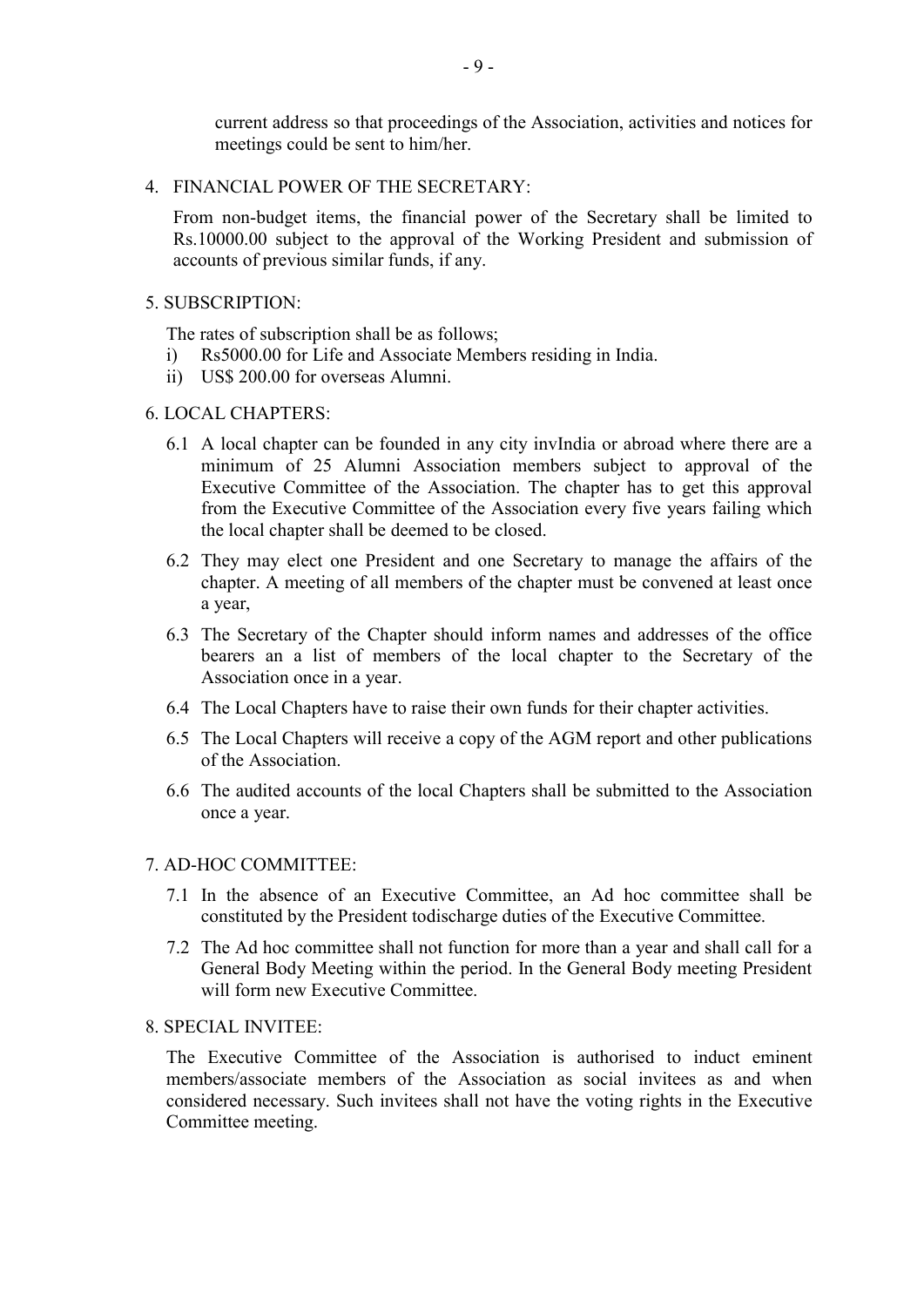current address so that proceedings of the Association, activities and notices for meetings could be sent to him/her.

4. FINANCIAL POWER OF THE SECRETARY:

From non-budget items, the financial power of the Secretary shall be limited to Rs.10000.00 subject to the approval of the Working President and submission of accounts of previous similar funds, if any.

5. SUBSCRIPTION:

The rates of subscription shall be as follows;

i) Rs5000.00 for Life and Associate Members residing in India.
ii) US$ 200.00 for overseas Alumni.

6. LOCAL CHAPTERS:

6.1 A local chapter can be founded in any city invIndia or abroad where there are a minimum of 25 Alumni Association members subject to approval of the Executive Committee of the Association. The chapter has to get this approval from the Executive Committee of the Association every five years failing which the local chapter shall be deemed to be closed.

6.2 They may elect one President and one Secretary to manage the affairs of the chapter. A meeting of all members of the chapter must be convened at least once a year,

6.3 The Secretary of the Chapter should inform names and addresses of the office bearers an a list of members of the local chapter to the Secretary of the Association once in a year.

6.4 The Local Chapters have to raise their own funds for their chapter activities.

6.5 The Local Chapters will receive a copy of the AGM report and other publications of the Association.

6.6 The audited accounts of the local Chapters shall be submitted to the Association once a year.

7. AD-HOC COMMITTEE:

7.1 In the absence of an Executive Committee, an Ad hoc committee shall be constituted by the President todischarge duties of the Executive Committee.

7.2 The Ad hoc committee shall not function for more than a year and shall call for a General Body Meeting within the period. In the General Body meeting President will form new Executive Committee.

8. SPECIAL INVITEE:

The Executive Committee of the Association is authorised to induct eminent members/associate members of the Association as social invitees as and when considered necessary. Such invitees shall not have the voting rights in the Executive Committee meeting.